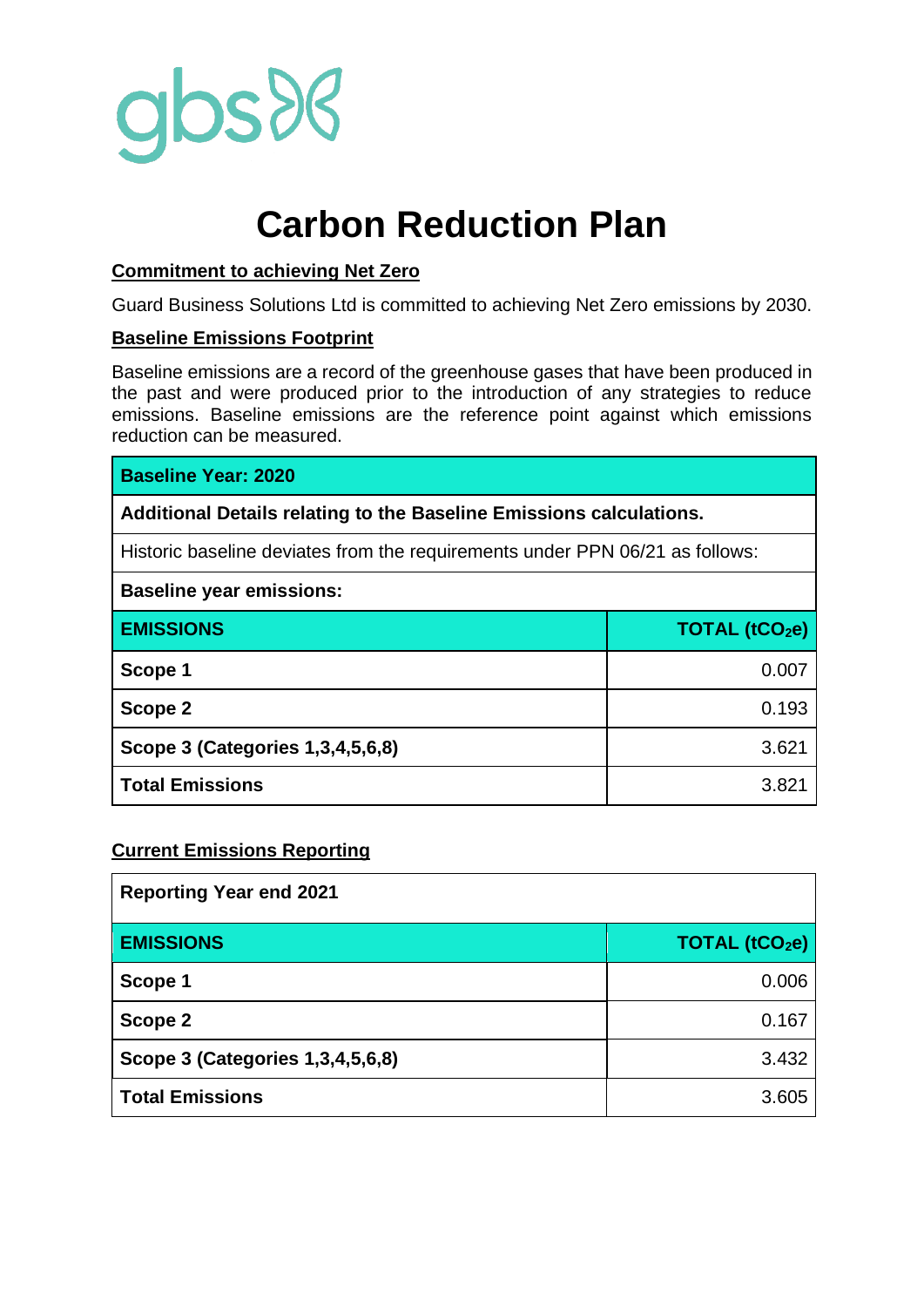gbs

# Carbon Reduction Plan

## Commitment to achieving Net Zero

Guard Business Solutions Ltd is committed to achieving Net Zero emissions by 2030.

## Baseline Emissions Footprint

Baseline emissions are a record of the greenhouse gases that have been produced in the past and were produced prior to the introduction of any strategies to reduce emissions. Baseline emissions are the reference point against which emissions reduction can be measured.

| **Baseline Year: 2020** | |
|---|---|
| **Additional Details relating to the Baseline Emissions calculations.** | |
| Historic baseline deviates from the requirements under PPN 06/21 as follows: | |
| **Baseline year emissions:** | |
| **EMISSIONS** | **TOTAL ($tCO_2e$)** |
| **Scope 1** | 0.007 |
| **Scope 2** | 0.193 |
| **Scope 3 (Categories 1,3,4,5,6,8)** | 3.621 |
| **Total Emissions** | 3.821 |

## Current Emissions Reporting

| **Reporting Year end 2021** | |
|---|---|
| **EMISSIONS** | **TOTAL ($tCO_2e$)** |
| **Scope 1** | 0.006 |
| **Scope 2** | 0.167 |
| **Scope 3 (Categories 1,3,4,5,6,8)** | 3.432 |
| **Total Emissions** | 3.605 |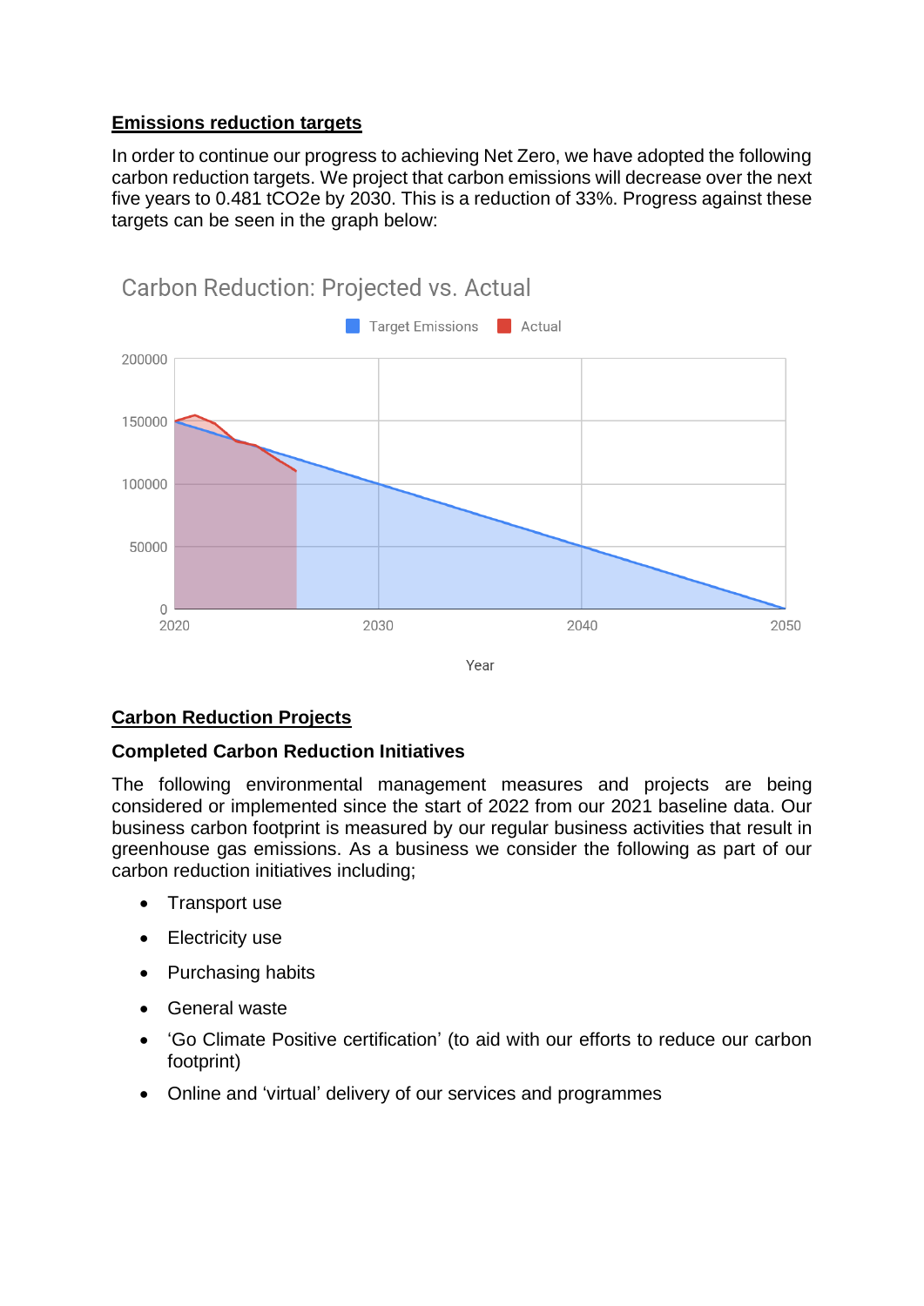**Emissions reduction targets**

In order to continue our progress to achieving Net Zero, we have adopted the following carbon reduction targets. We project that carbon emissions will decrease over the next five years to 0.481 tCO2e by 2030. This is a reduction of 33%. Progress against these targets can be seen in the graph below:

Carbon Reduction: Projected vs. Actual

**Carbon Reduction Projects**

**Completed Carbon Reduction Initiatives**

The following environmental management measures and projects are being considered or implemented since the start of 2022 from our 2021 baseline data. Our business carbon footprint is measured by our regular business activities that result in greenhouse gas emissions. As a business we consider the following as part of our carbon reduction initiatives including;

- Transport use
- Electricity use
- Purchasing habits
- General waste
- 'Go Climate Positive certification' (to aid with our efforts to reduce our carbon footprint)
- Online and 'virtual' delivery of our services and programmes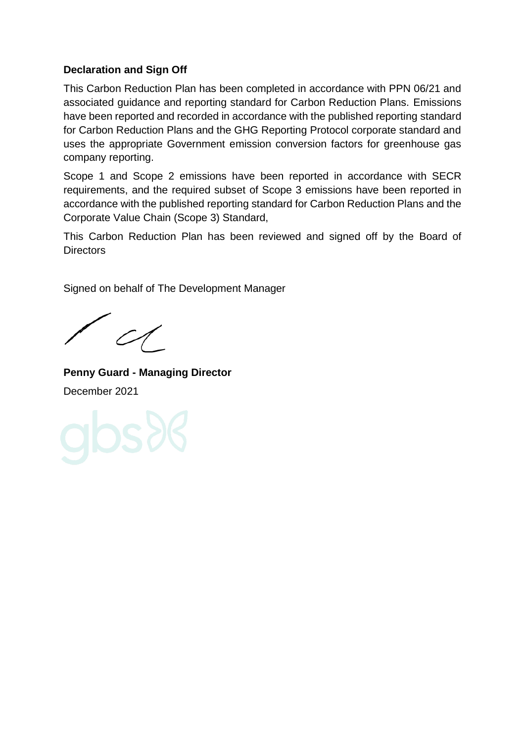**Declaration and Sign Off**

This Carbon Reduction Plan has been completed in accordance with PPN 06/21 and associated guidance and reporting standard for Carbon Reduction Plans. Emissions have been reported and recorded in accordance with the published reporting standard for Carbon Reduction Plans and the GHG Reporting Protocol corporate standard and uses the appropriate Government emission conversion factors for greenhouse gas company reporting.

Scope 1 and Scope 2 emissions have been reported in accordance with SECR requirements, and the required subset of Scope 3 emissions have been reported in accordance with the published reporting standard for Carbon Reduction Plans and the Corporate Value Chain (Scope 3) Standard,

This Carbon Reduction Plan has been reviewed and signed off by the Board of Directors

Signed on behalf of The Development Manager

**Penny Guard - Managing Director**

December 2021